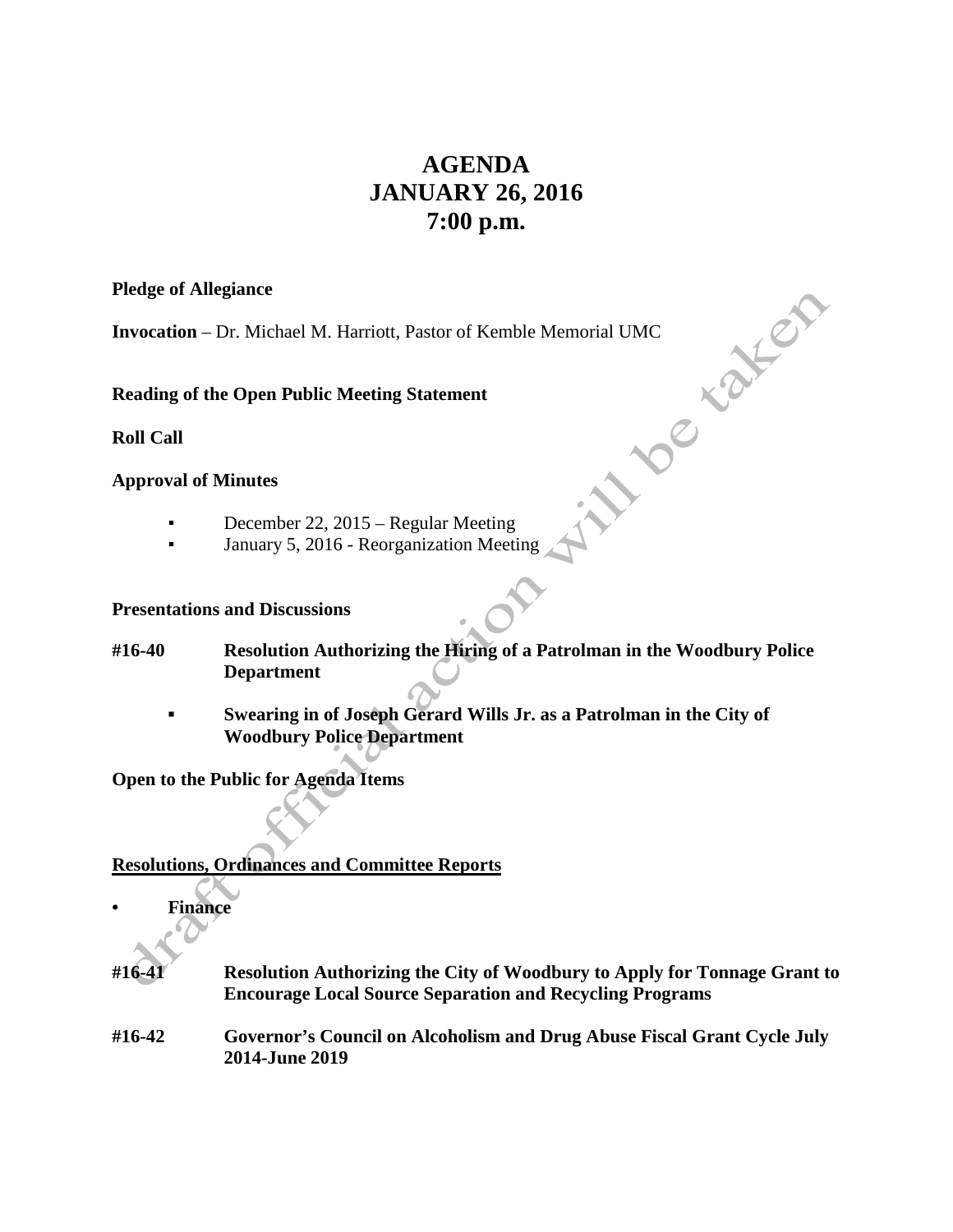# AGENDA
# JANUARY 26, 2016
# 7:00 p.m.

draft official action will be taken

**Pledge of Allegiance**

**Invocation** – Dr. Michael M. Harriott, Pastor of Kemble Memorial UMC

**Reading of the Open Public Meeting Statement**

**Roll Call**

**Approval of Minutes**

- December 22, 2015 – Regular Meeting
- January 5, 2016 - Reorganization Meeting

**Presentations and Discussions**

**#16-40 Resolution Authorizing the Hiring of a Patrolman in the Woodbury Police Department**

- **Swearing in of Joseph Gerard Wills Jr. as a Patrolman in the City of Woodbury Police Department**

**Open to the Public for Agenda Items**

**Resolutions, Ordinances and Committee Reports**

- **Finance**

**#16-41 Resolution Authorizing the City of Woodbury to Apply for Tonnage Grant to Encourage Local Source Separation and Recycling Programs**

**#16-42 Governor's Council on Alcoholism and Drug Abuse Fiscal Grant Cycle July 2014-June 2019**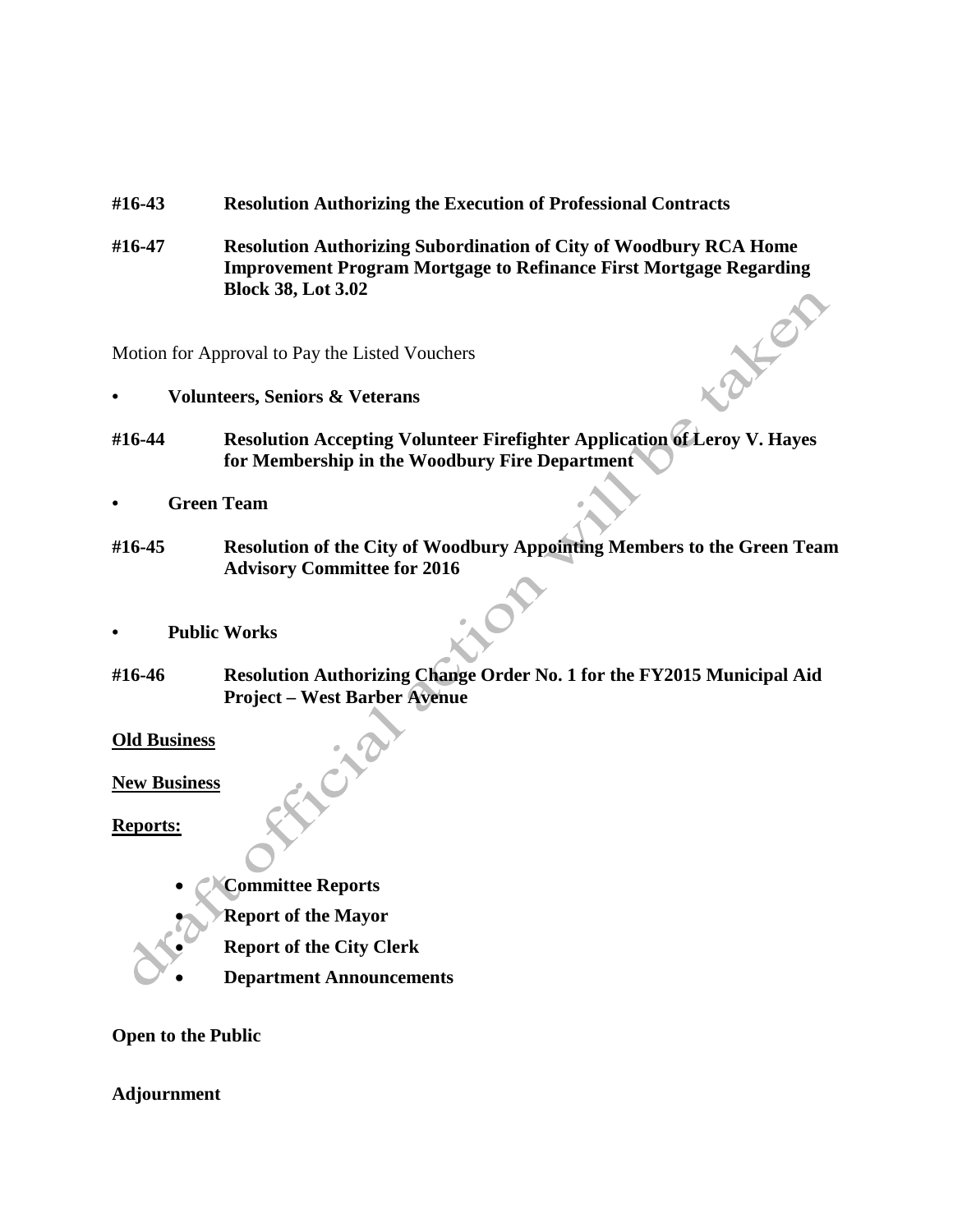**#16-43 Resolution Authorizing the Execution of Professional Contracts**

**#16-47 Resolution Authorizing Subordination of City of Woodbury RCA Home Improvement Program Mortgage to Refinance First Mortgage Regarding Block 38, Lot 3.02**

Motion for Approval to Pay the Listed Vouchers

- **Volunteers, Seniors & Veterans**

**#16-44 Resolution Accepting Volunteer Firefighter Application of Leroy V. Hayes for Membership in the Woodbury Fire Department**

- **Green Team**

**#16-45 Resolution of the City of Woodbury Appointing Members to the Green Team Advisory Committee for 2016**

- **Public Works**

**#16-46 Resolution Authorizing Change Order No. 1 for the FY2015 Municipal Aid Project – West Barber Avenue**

**Old Business**

**New Business**

**Reports:**

- **Committee Reports**
- **Report of the Mayor**
- **Report of the City Clerk**
- **Department Announcements**

**Open to the Public**

**Adjournment**

draft official action will be taken